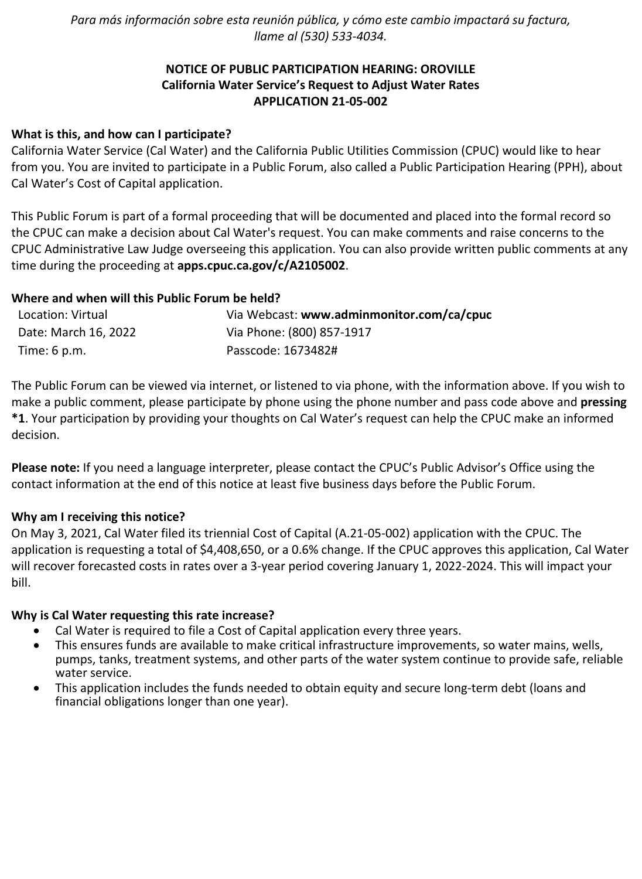*Para más información sobre esta reunión pública, y cómo este cambio impactará su factura, llame al (530) 533-4034.*

**NOTICE OF PUBLIC PARTICIPATION HEARING: OROVILLE**
**California Water Service's Request to Adjust Water Rates**
**APPLICATION 21-05-002**

**What is this, and how can I participate?**

California Water Service (Cal Water) and the California Public Utilities Commission (CPUC) would like to hear from you. You are invited to participate in a Public Forum, also called a Public Participation Hearing (PPH), about Cal Water's Cost of Capital application.

This Public Forum is part of a formal proceeding that will be documented and placed into the formal record so the CPUC can make a decision about Cal Water's request. You can make comments and raise concerns to the CPUC Administrative Law Judge overseeing this application. You can also provide written public comments at any time during the proceeding at **apps.cpuc.ca.gov/c/A2105002**.

**Where and when will this Public Forum be held?**

| | |
|---|---|
| Location: Virtual | Via Webcast: **www.adminmonitor.com/ca/cpuc** |
| Date: March 16, 2022 | Via Phone: (800) 857-1917 |
| Time: 6 p.m. | Passcode: 1673482# |

The Public Forum can be viewed via internet, or listened to via phone, with the information above. If you wish to make a public comment, please participate by phone using the phone number and pass code above and **pressing *1**. Your participation by providing your thoughts on Cal Water's request can help the CPUC make an informed decision.

**Please note:** If you need a language interpreter, please contact the CPUC's Public Advisor's Office using the contact information at the end of this notice at least five business days before the Public Forum.

**Why am I receiving this notice?**

On May 3, 2021, Cal Water filed its triennial Cost of Capital (A.21-05-002) application with the CPUC. The application is requesting a total of $4,408,650, or a 0.6% change. If the CPUC approves this application, Cal Water will recover forecasted costs in rates over a 3-year period covering January 1, 2022-2024. This will impact your bill.

**Why is Cal Water requesting this rate increase?**

- Cal Water is required to file a Cost of Capital application every three years.
- This ensures funds are available to make critical infrastructure improvements, so water mains, wells, pumps, tanks, treatment systems, and other parts of the water system continue to provide safe, reliable water service.
- This application includes the funds needed to obtain equity and secure long-term debt (loans and financial obligations longer than one year).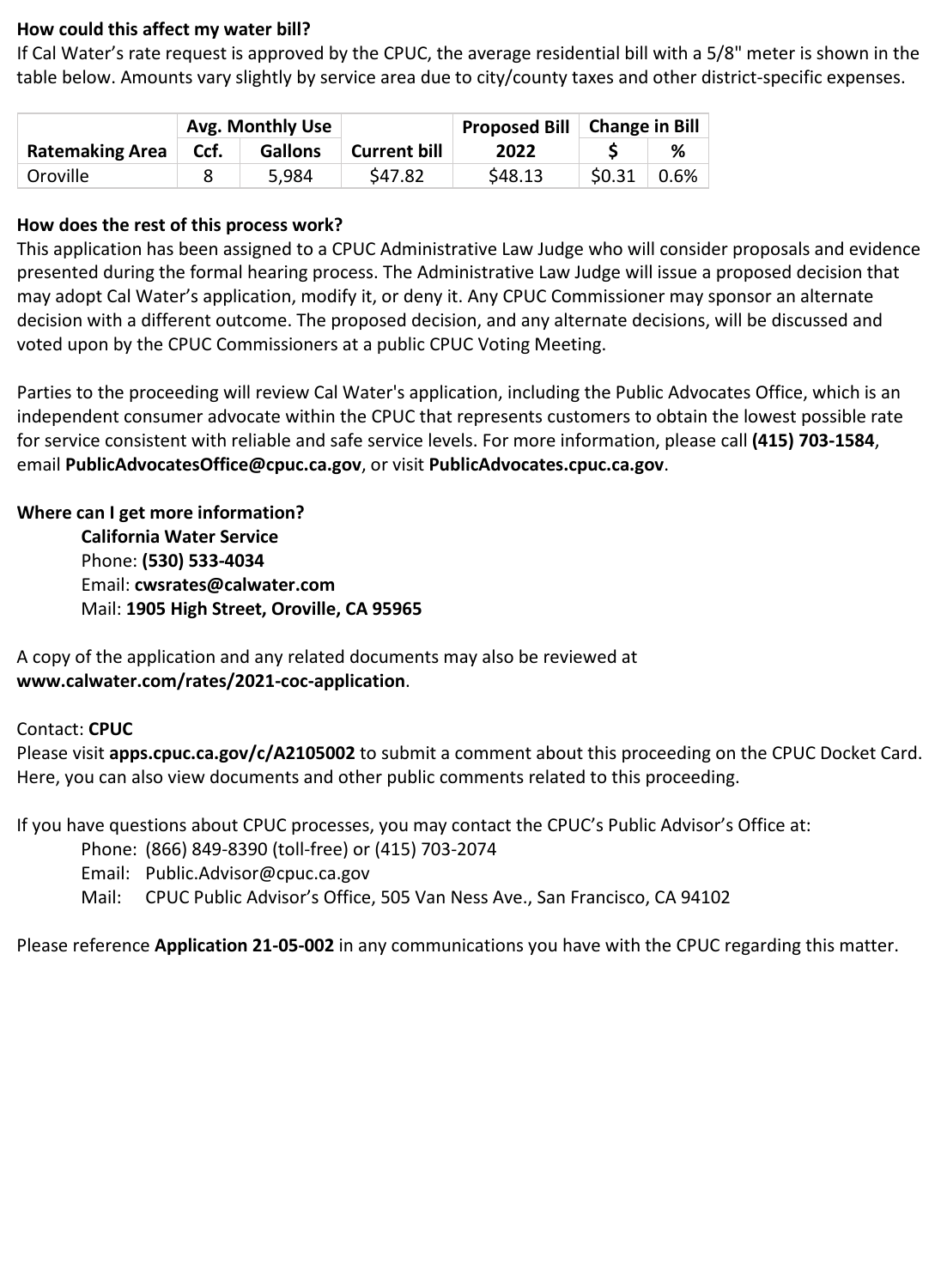**How could this affect my water bill?**

If Cal Water's rate request is approved by the CPUC, the average residential bill with a 5/8" meter is shown in the table below. Amounts vary slightly by service area due to city/county taxes and other district-specific expenses.

| | Avg. Monthly Use | | | Proposed Bill | Change in Bill | |
|---|---|---|---|---|---|---|
| **Ratemaking Area** | **Ccf.** | **Gallons** | **Current bill** | **2022** | **$** | **%** |
| Oroville | 8 | 5,984 | $47.82 | $48.13 | $0.31 | 0.6% |

**How does the rest of this process work?**

This application has been assigned to a CPUC Administrative Law Judge who will consider proposals and evidence presented during the formal hearing process. The Administrative Law Judge will issue a proposed decision that may adopt Cal Water's application, modify it, or deny it. Any CPUC Commissioner may sponsor an alternate decision with a different outcome. The proposed decision, and any alternate decisions, will be discussed and voted upon by the CPUC Commissioners at a public CPUC Voting Meeting.

Parties to the proceeding will review Cal Water's application, including the Public Advocates Office, which is an independent consumer advocate within the CPUC that represents customers to obtain the lowest possible rate for service consistent with reliable and safe service levels. For more information, please call **(415) 703-1584**, email **PublicAdvocatesOffice@cpuc.ca.gov**, or visit **PublicAdvocates.cpuc.ca.gov**.

**Where can I get more information?**

**California Water Service**
Phone: **(530) 533-4034**
Email: **cwsrates@calwater.com**
Mail: **1905 High Street, Oroville, CA 95965**

A copy of the application and any related documents may also be reviewed at **www.calwater.com/rates/2021-coc-application**.

Contact: **CPUC**
Please visit **apps.cpuc.ca.gov/c/A2105002** to submit a comment about this proceeding on the CPUC Docket Card. Here, you can also view documents and other public comments related to this proceeding.

If you have questions about CPUC processes, you may contact the CPUC's Public Advisor's Office at:

Phone: (866) 849-8390 (toll-free) or (415) 703-2074
Email: Public.Advisor@cpuc.ca.gov
Mail: CPUC Public Advisor's Office, 505 Van Ness Ave., San Francisco, CA 94102

Please reference **Application 21-05-002** in any communications you have with the CPUC regarding this matter.